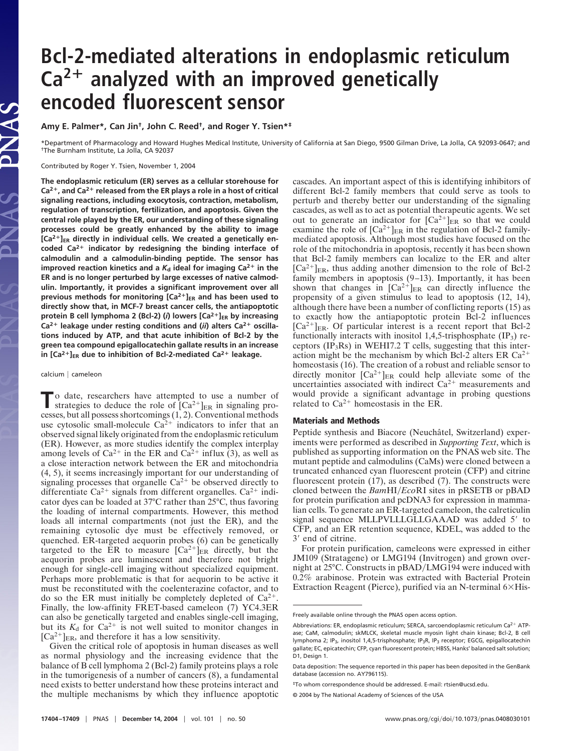# Bcl-2-mediated alterations in endoplasmic reticulum $Ca^{2+}$ analyzed with an improved genetically encoded fluorescent sensor

**Amy E. Palmer\*, Can Jin†, John C. Reed†, and Roger Y. Tsien\*‡**

\*Department of Pharmacology and Howard Hughes Medical Institute, University of California at San Diego, 9500 Gilman Drive, La Jolla, CA 92093-0647; and †The Burnham Institute, La Jolla, CA 92037

Contributed by Roger Y. Tsien, November 1, 2004

**The endoplasmic reticulum (ER) serves as a cellular storehouse for $Ca^{2+}$, and $Ca^{2+}$ released from the ER plays a role in a host of critical signaling reactions, including exocytosis, contraction, metabolism, regulation of transcription, fertilization, and apoptosis. Given the central role played by the ER, our understanding of these signaling processes could be greatly enhanced by the ability to image $[Ca^{2+}]_{ER}$ directly in individual cells. We created a genetically encoded $Ca^{2+}$ indicator by redesigning the binding interface of calmodulin and a calmodulin-binding peptide. The sensor has improved reaction kinetics and a $K_d$ ideal for imaging $Ca^{2+}$ in the ER and is no longer perturbed by large excesses of native calmodulin. Importantly, it provides a significant improvement over all previous methods for monitoring $[Ca^{2+}]_{ER}$ and has been used to directly show that, in MCF-7 breast cancer cells, the antiapoptotic protein B cell lymphoma 2 (Bcl-2) (*i*) lowers $[Ca^{2+}]_{ER}$ by increasing $Ca^{2+}$ leakage under resting conditions and (*ii*) alters $Ca^{2+}$ oscillations induced by ATP, and that acute inhibition of Bcl-2 by the green tea compound epigallocatechin gallate results in an increase in $[Ca^{2+}]_{ER}$ due to inhibition of Bcl-2-mediated $Ca^{2+}$ leakage.**

calcium | cameleon

To date, researchers have attempted to use a number of strategies to deduce the role of $[Ca^{2+}]_{ER}$ in signaling processes, but all possess shortcomings (1, 2). Conventional methods use cytosolic small-molecule $Ca^{2+}$ indicators to infer that an observed signal likely originated from the endoplasmic reticulum (ER). However, as more studies identify the complex interplay among levels of $Ca^{2+}$ in the ER and $Ca^{2+}$ influx (3), as well as a close interaction network between the ER and mitochondria (4, 5), it seems increasingly important for our understanding of signaling processes that organelle $Ca^{2+}$ be observed directly to differentiate $Ca^{2+}$ signals from different organelles. $Ca^{2+}$ indicator dyes can be loaded at 37°C rather than 25°C, thus favoring the loading of internal compartments. However, this method loads all internal compartments (not just the ER), and the remaining cytosolic dye must be effectively removed, or quenched. ER-targeted aequorin probes (6) can be genetically targeted to the ER to measure $[Ca^{2+}]_{ER}$ directly, but the aequorin probes are luminescent and therefore not bright enough for single-cell imaging without specialized equipment. Perhaps more problematic is that for aequorin to be active it must be reconstituted with the coelenterazine cofactor, and to do so the ER must initially be completely depleted of $Ca^{2+}$. Finally, the low-affinity FRET-based cameleon (7) YC4.3ER can also be genetically targeted and enables single-cell imaging, but its $K_d$ for $Ca^{2+}$ is not well suited to monitor changes in $[Ca^{2+}]_{ER}$, and therefore it has a low sensitivity.

Given the critical role of apoptosis in human diseases as well as normal physiology and the increasing evidence that the balance of B cell lymphoma 2 (Bcl-2) family proteins plays a role in the tumorigenesis of a number of cancers (8), a fundamental need exists to better understand how these proteins interact and the multiple mechanisms by which they influence apoptotic cascades. An important aspect of this is identifying inhibitors of different Bcl-2 family members that could serve as tools to perturb and thereby better our understanding of the signaling cascades, as well as to act as potential therapeutic agents. We set out to generate an indicator for $[Ca^{2+}]_{ER}$ so that we could examine the role of $[Ca^{2+}]_{ER}$ in the regulation of Bcl-2 family-mediated apoptosis. Although most studies have focused on the role of the mitochondria in apoptosis, recently it has been shown that Bcl-2 family members can localize to the ER and alter $[Ca^{2+}]_{ER}$, thus adding another dimension to the role of Bcl-2 family members in apoptosis (9–13). Importantly, it has been shown that changes in $[Ca^{2+}]_{ER}$ can directly influence the propensity of a given stimulus to lead to apoptosis (12, 14), although there have been a number of conflicting reports (15) as to exactly how the antiapoptotic protein Bcl-2 influences $[Ca^{2+}]_{ER}$. Of particular interest is a recent report that Bcl-2 functionally interacts with inositol 1,4,5-trisphosphate ($IP_3$) receptors ($IP_3Rs$) in WEHI7.2 T cells, suggesting that this interaction might be the mechanism by which Bcl-2 alters ER $Ca^{2+}$ homeostasis (16). The creation of a robust and reliable sensor to directly monitor $[Ca^{2+}]_{ER}$ could help alleviate some of the uncertainties associated with indirect $Ca^{2+}$ measurements and would provide a significant advantage in probing questions related to $Ca^{2+}$ homeostasis in the ER.

## Materials and Methods

Peptide synthesis and Biacore (Neuchâtel, Switzerland) experiments were performed as described in *Supporting Text*, which is published as supporting information on the PNAS web site. The mutant peptide and calmodulins (CaMs) were cloned between a truncated enhanced cyan fluorescent protein (CFP) and citrine fluorescent protein (17), as described (7). The constructs were cloned between the *Bam*HI/*Eco*RI sites in pRSETB or pBAD for protein purification and pcDNA3 for expression in mammalian cells. To generate an ER-targeted cameleon, the calreticulin signal sequence MLLPVLLLGLLGAAAD was added 5′ to CFP, and an ER retention sequence, KDEL, was added to the 3′ end of citrine.

For protein purification, cameleons were expressed in either JM109 (Stratagene) or LMG194 (Invitrogen) and grown overnight at 25°C. Constructs in pBAD/LMG194 were induced with 0.2% arabinose. Protein was extracted with Bacterial Protein Extraction Reagent (Pierce), purified via an N-terminal 6×His-

---

Freely available online through the PNAS open access option.

Abbreviations: ER, endoplasmic reticulum; SERCA, sarcoendoplasmic reticulum $Ca^{2+}$ ATPase; CaM, calmodulin; skMLCK, skeletal muscle myosin light chain kinase; Bcl-2, B cell lymphoma 2; $IP_3$, inositol 1,4,5-trisphosphate; $IP_3R$, $IP_3$ receptor; EGCG, epigallocatechin gallate; EC, epicatechin; CFP, cyan fluorescent protein; HBSS, Hanks' balanced salt solution; D1, Design 1.

Data deposition: The sequence reported in this paper has been deposited in the GenBank database (accession no. AY796115).

‡To whom correspondence should be addressed. E-mail: rtsien@ucsd.edu.

© 2004 by The National Academy of Sciences of the USA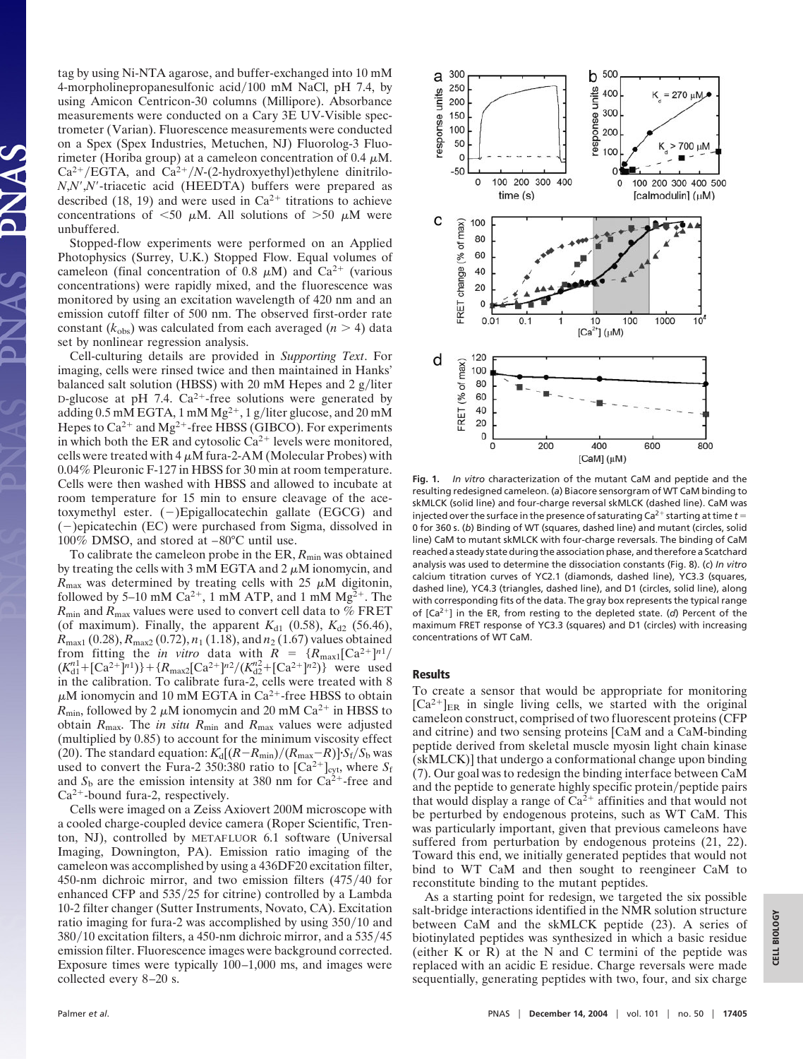tag by using Ni-NTA agarose, and buffer-exchanged into 10 mM 4-morpholinepropanesulfonic acid/100 mM NaCl, pH 7.4, by using Amicon Centricon-30 columns (Millipore). Absorbance measurements were conducted on a Cary 3E UV-Visible spectrometer (Varian). Fluorescence measurements were conducted on a Spex (Spex Industries, Metuchen, NJ) Fluorolog-3 Fluorimeter (Horiba group) at a cameleon concentration of 0.4 μM. $Ca^{2+}$/EGTA, and $Ca^{2+}$/*N*-(2-hydroxyethyl)ethylene dinitrilo-*N*,*N*′,*N*′-triacetic acid (HEEDTA) buffers were prepared as described (18, 19) and were used in $Ca^{2+}$ titrations to achieve concentrations of <50 μM. All solutions of >50 μM were unbuffered.

Stopped-flow experiments were performed on an Applied Photophysics (Surrey, U.K.) Stopped Flow. Equal volumes of cameleon (final concentration of 0.8 μM) and $Ca^{2+}$ (various concentrations) were rapidly mixed, and the fluorescence was monitored by using an excitation wavelength of 420 nm and an emission cutoff filter of 500 nm. The observed first-order rate constant ($k_{obs}$) was calculated from each averaged ($n > 4$) data set by nonlinear regression analysis.

Cell-culturing details are provided in *Supporting Text*. For imaging, cells were rinsed twice and then maintained in Hanks' balanced salt solution (HBSS) with 20 mM Hepes and 2 g/liter D-glucose at pH 7.4. $Ca^{2+}$-free solutions were generated by adding 0.5 mM EGTA, 1 mM $Mg^{2+}$, 1 g/liter glucose, and 20 mM Hepes to $Ca^{2+}$ and $Mg^{2+}$-free HBSS (GIBCO). For experiments in which both the ER and cytosolic $Ca^{2+}$ levels were monitored, cells were treated with 4 μM fura-2-AM (Molecular Probes) with 0.04% Pleuronic F-127 in HBSS for 30 min at room temperature. Cells were then washed with HBSS and allowed to incubate at room temperature for 15 min to ensure cleavage of the acetoxymethyl ester. (−)Epigallocatechin gallate (EGCG) and (−)epicatechin (EC) were purchased from Sigma, dissolved in 100% DMSO, and stored at −80°C until use.

To calibrate the cameleon probe in the ER, $R_{min}$ was obtained by treating the cells with 3 mM EGTA and 2 μM ionomycin, and $R_{max}$ was determined by treating cells with 25 μM digitonin, followed by 5–10 mM $Ca^{2+}$, 1 mM ATP, and 1 mM $Mg^{2+}$. The $R_{min}$ and $R_{max}$ values were used to convert cell data to % FRET (of maximum). Finally, the apparent $K_{d1}$ (0.58), $K_{d2}$ (56.46), $R_{max1}$ (0.28), $R_{max2}$ (0.72), $n_1$ (1.18), and $n_2$ (1.67) values obtained from fitting the *in vitro* data with $R = \{R_{max1}[Ca^{2+}]^{n1}/(K_{d1}^{n1}+[Ca^{2+}]^{n1})\}+\{R_{max2}[Ca^{2+}]^{n2}/(K_{d2}^{n2}+[Ca^{2+}]^{n2})\}$ were used in the calibration. To calibrate fura-2, cells were treated with 8 μM ionomycin and 10 mM EGTA in $Ca^{2+}$-free HBSS to obtain $R_{min}$, followed by 2 μM ionomycin and 20 mM $Ca^{2+}$ in HBSS to obtain $R_{max}$. The *in situ* $R_{min}$ and $R_{max}$ values were adjusted (multiplied by 0.85) to account for the minimum viscosity effect (20). The standard equation: $K_d[(R-R_{min})/(R_{max}-R)]\cdot S_f/S_b$ was used to convert the Fura-2 350:380 ratio to $[Ca^{2+}]_{cyt}$, where $S_f$ and $S_b$ are the emission intensity at 380 nm for $Ca^{2+}$-free and $Ca^{2+}$-bound fura-2, respectively.

Cells were imaged on a Zeiss Axiovert 200M microscope with a cooled charge-coupled device camera (Roper Scientific, Trenton, NJ), controlled by METAFLUOR 6.1 software (Universal Imaging, Downington, PA). Emission ratio imaging of the cameleon was accomplished by using a 436DF20 excitation filter, 450-nm dichroic mirror, and two emission filters (475/40 for enhanced CFP and 535/25 for citrine) controlled by a Lambda 10-2 filter changer (Sutter Instruments, Novato, CA). Excitation ratio imaging for fura-2 was accomplished by using 350/10 and 380/10 excitation filters, a 450-nm dichroic mirror, and a 535/45 emission filter. Fluorescence images were background corrected. Exposure times were typically 100–1,000 ms, and images were collected every 8–20 s.

**Fig. 1.** *In vitro* characterization of the mutant CaM and peptide and the resulting redesigned cameleon. (*a*) Biacore sensorgram of WT CaM binding to skMLCK (solid line) and four-charge reversal skMLCK (dashed line). CaM was injected over the surface in the presence of saturating $Ca^{2+}$ starting at time $t = 0$ for 360 s. (*b*) Binding of WT (squares, dashed line) and mutant (circles, solid line) CaM to mutant skMLCK with four-charge reversals. The binding of CaM reached a steady state during the association phase, and therefore a Scatchard analysis was used to determine the dissociation constants (Fig. 8). (*c*) *In vitro* calcium titration curves of YC2.1 (diamonds, dashed line), YC3.3 (squares, dashed line), YC4.3 (triangles, dashed line), and D1 (circles, solid line), along with corresponding fits of the data. The gray box represents the typical range of $[Ca^{2+}]$ in the ER, from resting to the depleted state. (*d*) Percent of the maximum FRET response of YC3.3 (squares) and D1 (circles) with increasing concentrations of WT CaM.

## Results

To create a sensor that would be appropriate for monitoring $[Ca^{2+}]_{ER}$ in single living cells, we started with the original cameleon construct, comprised of two fluorescent proteins (CFP and citrine) and two sensing proteins [CaM and a CaM-binding peptide derived from skeletal muscle myosin light chain kinase (skMLCK)] that undergo a conformational change upon binding (7). Our goal was to redesign the binding interface between CaM and the peptide to generate highly specific protein/peptide pairs that would display a range of $Ca^{2+}$ affinities and that would not be perturbed by endogenous proteins, such as WT CaM. This was particularly important, given that previous cameleons have suffered from perturbation by endogenous proteins (21, 22). Toward this end, we initially generated peptides that would not bind to WT CaM and then sought to reengineer CaM to reconstitute binding to the mutant peptides.

As a starting point for redesign, we targeted the six possible salt-bridge interactions identified in the NMR solution structure between CaM and the skMLCK peptide (23). A series of biotinylated peptides was synthesized in which a basic residue (either K or R) at the N and C termini of the peptide was replaced with an acidic E residue. Charge reversals were made sequentially, generating peptides with two, four, and six charge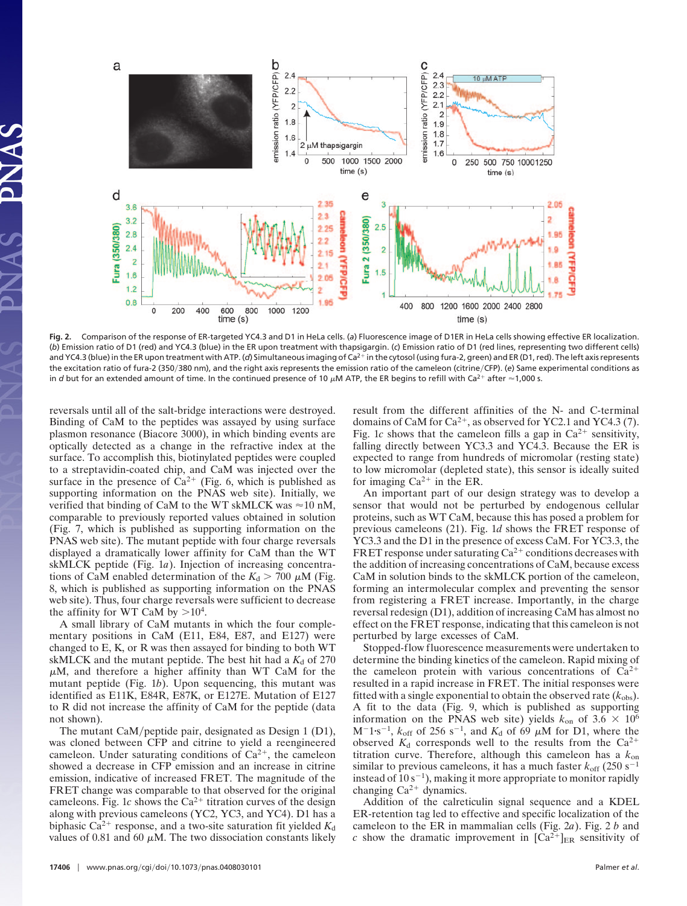**Fig. 2.** Comparison of the response of ER-targeted YC4.3 and D1 in HeLa cells. (*a*) Fluorescence image of D1ER in HeLa cells showing effective ER localization. (*b*) Emission ratio of D1 (red) and YC4.3 (blue) in the ER upon treatment with thapsigargin. (*c*) Emission ratio of D1 (red lines, representing two different cells) and YC4.3 (blue) in the ER upon treatment with ATP. (*d*) Simultaneous imaging of $Ca^{2+}$ in the cytosol (using fura-2, green) and ER (D1, red). The left axis represents the excitation ratio of fura-2 (350/380 nm), and the right axis represents the emission ratio of the cameleon (citrine/CFP). (*e*) Same experimental conditions as in *d* but for an extended amount of time. In the continued presence of 10 μM ATP, the ER begins to refill with $Ca^{2+}$ after ≈1,000 s.

reversals until all of the salt-bridge interactions were destroyed. Binding of CaM to the peptides was assayed by using surface plasmon resonance (Biacore 3000), in which binding events are optically detected as a change in the refractive index at the surface. To accomplish this, biotinylated peptides were coupled to a streptavidin-coated chip, and CaM was injected over the surface in the presence of $Ca^{2+}$ (Fig. 6, which is published as supporting information on the PNAS web site). Initially, we verified that binding of CaM to the WT skMLCK was ≈10 nM, comparable to previously reported values obtained in solution (Fig. 7, which is published as supporting information on the PNAS web site). The mutant peptide with four charge reversals displayed a dramatically lower affinity for CaM than the WT skMLCK peptide (Fig. 1*a*). Injection of increasing concentrations of CaM enabled determination of the $K_d > 700$ μM (Fig. 8, which is published as supporting information on the PNAS web site). Thus, four charge reversals were sufficient to decrease the affinity for WT CaM by $>10^4$.

A small library of CaM mutants in which the four complementary positions in CaM (E11, E84, E87, and E127) were changed to E, K, or R was then assayed for binding to both WT skMLCK and the mutant peptide. The best hit had a $K_d$ of 270 μM, and therefore a higher affinity than WT CaM for the mutant peptide (Fig. 1*b*). Upon sequencing, this mutant was identified as E11K, E84R, E87K, or E127E. Mutation of E127 to R did not increase the affinity of CaM for the peptide (data not shown).

The mutant CaM/peptide pair, designated as Design 1 (D1), was cloned between CFP and citrine to yield a reengineered cameleon. Under saturating conditions of $Ca^{2+}$, the cameleon showed a decrease in CFP emission and an increase in citrine emission, indicative of increased FRET. The magnitude of the FRET change was comparable to that observed for the original cameleons. Fig. 1*c* shows the $Ca^{2+}$ titration curves of the design along with previous cameleons (YC2, YC3, and YC4). D1 has a biphasic $Ca^{2+}$ response, and a two-site saturation fit yielded $K_d$ values of 0.81 and 60 μM. The two dissociation constants likely result from the different affinities of the N- and C-terminal domains of CaM for $Ca^{2+}$, as observed for YC2.1 and YC4.3 (7). Fig. 1*c* shows that the cameleon fills a gap in $Ca^{2+}$ sensitivity, falling directly between YC3.3 and YC4.3. Because the ER is expected to range from hundreds of micromolar (resting state) to low micromolar (depleted state), this sensor is ideally suited for imaging $Ca^{2+}$ in the ER.

An important part of our design strategy was to develop a sensor that would not be perturbed by endogenous cellular proteins, such as WT CaM, because this has posed a problem for previous cameleons (21). Fig. 1*d* shows the FRET response of YC3.3 and the D1 in the presence of excess CaM. For YC3.3, the FRET response under saturating $Ca^{2+}$ conditions decreases with the addition of increasing concentrations of CaM, because excess CaM in solution binds to the skMLCK portion of the cameleon, forming an intermolecular complex and preventing the sensor from registering a FRET increase. Importantly, in the charge reversal redesign (D1), addition of increasing CaM has almost no effect on the FRET response, indicating that this cameleon is not perturbed by large excesses of CaM.

Stopped-flow fluorescence measurements were undertaken to determine the binding kinetics of the cameleon. Rapid mixing of the cameleon protein with various concentrations of $Ca^{2+}$ resulted in a rapid increase in FRET. The initial responses were fitted with a single exponential to obtain the observed rate ($k_{obs}$). A fit to the data (Fig. 9, which is published as supporting information on the PNAS web site) yields $k_{on}$ of $3.6 \times 10^6$ $M^{-1}{\cdot}s^{-1}$, $k_{off}$ of 256 $s^{-1}$, and $K_d$ of 69 μM for D1, where the observed $K_d$ corresponds well to the results from the $Ca^{2+}$ titration curve. Therefore, although this cameleon has a $k_{on}$ similar to previous cameleons, it has a much faster $k_{off}$ (250 $s^{-1}$ instead of 10 $s^{-1}$), making it more appropriate to monitor rapidly changing $Ca^{2+}$ dynamics.

Addition of the calreticulin signal sequence and a KDEL ER-retention tag led to effective and specific localization of the cameleon to the ER in mammalian cells (Fig. 2*a*). Fig. 2 *b* and *c* show the dramatic improvement in $[Ca^{2+}]_{ER}$ sensitivity of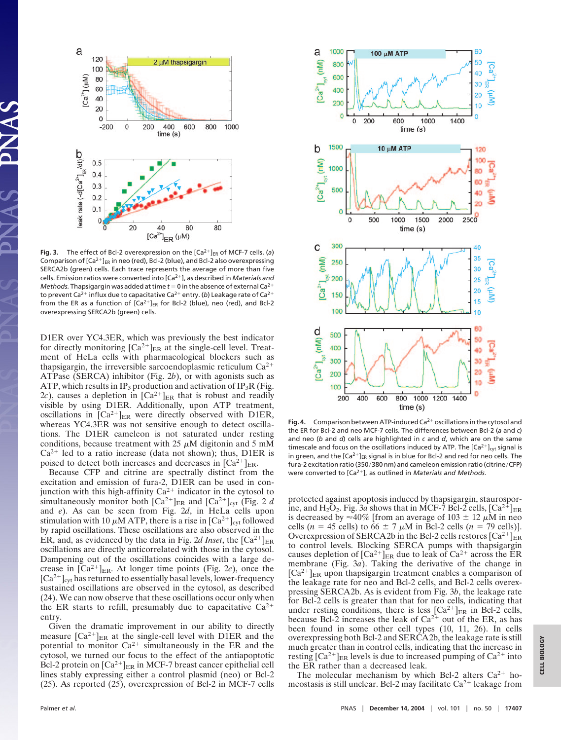**Fig. 3.** The effect of Bcl-2 overexpression on the $[Ca^{2+}]_{ER}$ of MCF-7 cells. (*a*) Comparison of $[Ca^{2+}]_{ER}$ in neo (red), Bcl-2 (blue), and Bcl-2 also overexpressing SERCA2b (green) cells. Each trace represents the average of more than five cells. Emission ratios were converted into $[Ca^{2+}]$, as described in *Materials and Methods*. Thapsigargin was added at time $t = 0$ in the absence of external $Ca^{2+}$ to prevent $Ca^{2+}$ influx due to capacitative $Ca^{2+}$ entry. (*b*) Leakage rate of $Ca^{2+}$ from the ER as a function of $[Ca^{2+}]_{ER}$ for Bcl-2 (blue), neo (red), and Bcl-2 overexpressing SERCA2b (green) cells.

D1ER over YC4.3ER, which was previously the best indicator for directly monitoring $[Ca^{2+}]_{ER}$ at the single-cell level. Treatment of HeLa cells with pharmacological blockers such as thapsigargin, the irreversible sarcoendoplasmic reticulum $Ca^{2+}$ ATPase (SERCA) inhibitor (Fig. 2*b*), or with agonists such as ATP, which results in $IP_3$ production and activation of $IP_3R$ (Fig. 2*c*), causes a depletion in $[Ca^{2+}]_{ER}$ that is robust and readily visible by using D1ER. Additionally, upon ATP treatment, oscillations in $[Ca^{2+}]_{ER}$ were directly observed with D1ER, whereas YC4.3ER was not sensitive enough to detect oscillations. The D1ER cameleon is not saturated under resting conditions, because treatment with 25 $\mu$M digitonin and 5 mM $Ca^{2+}$ led to a ratio increase (data not shown); thus, D1ER is poised to detect both increases and decreases in $[Ca^{2+}]_{ER}$.

Because CFP and citrine are spectrally distinct from the excitation and emission of fura-2, D1ER can be used in conjunction with this high-affinity $Ca^{2+}$ indicator in the cytosol to simultaneously monitor both $[Ca^{2+}]_{ER}$ and $[Ca^{2+}]_{cyt}$ (Fig. 2 *d* and *e*). As can be seen from Fig. 2*d*, in HeLa cells upon stimulation with 10 $\mu$M ATP, there is a rise in $[Ca^{2+}]_{cyt}$ followed by rapid oscillations. These oscillations are also observed in the ER, and, as evidenced by the data in Fig. 2*d Inset*, the $[Ca^{2+}]_{ER}$ oscillations are directly anticorrelated with those in the cytosol. Dampening out of the oscillations coincides with a large decrease in $[Ca^{2+}]_{ER}$. At longer time points (Fig. 2*e*), once the $[Ca^{2+}]_{cyt}$ has returned to essentially basal levels, lower-frequency sustained oscillations are observed in the cytosol, as described (24). We can now observe that these oscillations occur only when the ER starts to refill, presumably due to capacitative $Ca^{2+}$ entry.

Given the dramatic improvement in our ability to directly measure $[Ca^{2+}]_{ER}$ at the single-cell level with D1ER and the potential to monitor $Ca^{2+}$ simultaneously in the ER and the cytosol, we turned our focus to the effect of the antiapoptotic Bcl-2 protein on $[Ca^{2+}]_{ER}$ in MCF-7 breast cancer epithelial cell lines stably expressing either a control plasmid (neo) or Bcl-2 (25). As reported (25), overexpression of Bcl-2 in MCF-7 cells

**Fig. 4.** Comparison between ATP-induced $Ca^{2+}$ oscillations in the cytosol and the ER for Bcl-2 and neo MCF-7 cells. The differences between Bcl-2 (*a* and *c*) and neo (*b* and *d*) cells are highlighted in *c* and *d*, which are on the same timescale and focus on the oscillations induced by ATP. The $[Ca^{2+}]_{cyt}$ signal is in green, and the $[Ca^{2+}]_{ER}$ signal is in blue for Bcl-2 and red for neo cells. The fura-2 excitation ratio (350/380 nm) and cameleon emission ratio (citrine/CFP) were converted to $[Ca^{2+}]$, as outlined in *Materials and Methods*.

protected against apoptosis induced by thapsigargin, staurosporine, and $H_2O_2$. Fig. 3*a* shows that in MCF-7 Bcl-2 cells, $[Ca^{2+}]_{ER}$ is decreased by $\approx$40% [from an average of 103 $\pm$ 12 $\mu$M in neo cells ($n = 45$ cells) to 66 $\pm$ 7 $\mu$M in Bcl-2 cells ($n = 79$ cells)]. Overexpression of SERCA2b in the Bcl-2 cells restores $[Ca^{2+}]_{ER}$ to control levels. Blocking SERCA pumps with thapsigargin causes depletion of $[Ca^{2+}]_{ER}$ due to leak of $Ca^{2+}$ across the ER membrane (Fig. 3*a*). Taking the derivative of the change in $[Ca^{2+}]_{ER}$ upon thapsigargin treatment enables a comparison of the leakage rate for neo and Bcl-2 cells, and Bcl-2 cells overexpressing SERCA2b. As is evident from Fig. 3*b*, the leakage rate for Bcl-2 cells is greater than that for neo cells, indicating that under resting conditions, there is less $[Ca^{2+}]_{ER}$ in Bcl-2 cells, because Bcl-2 increases the leak of $Ca^{2+}$ out of the ER, as has been found in some other cell types (10, 11, 26). In cells overexpressing both Bcl-2 and SERCA2b, the leakage rate is still much greater than in control cells, indicating that the increase in resting $[Ca^{2+}]_{ER}$ levels is due to increased pumping of $Ca^{2+}$ into the ER rather than a decreased leak.

The molecular mechanism by which Bcl-2 alters $Ca^{2+}$ homeostasis is still unclear. Bcl-2 may facilitate $Ca^{2+}$ leakage from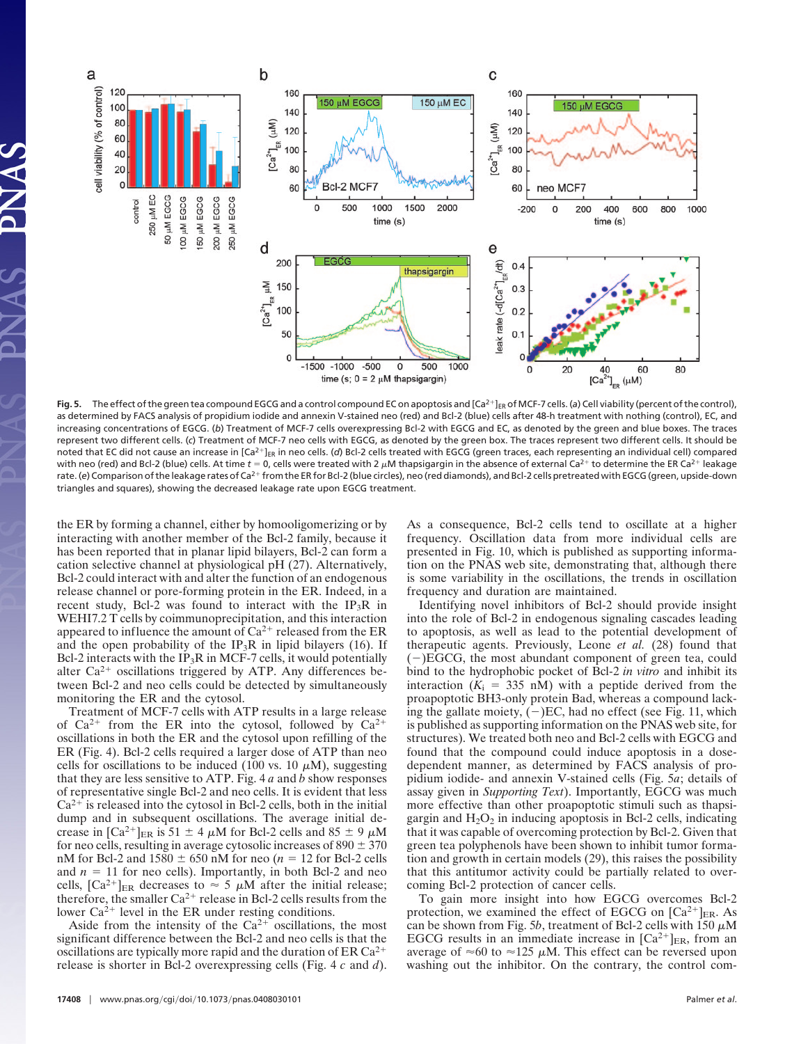**Fig. 5.** The effect of the green tea compound EGCG and a control compound EC on apoptosis and $[Ca^{2+}]_{ER}$ of MCF-7 cells. (*a*) Cell viability (percent of the control), as determined by FACS analysis of propidium iodide and annexin V-stained neo (red) and Bcl-2 (blue) cells after 48-h treatment with nothing (control), EC, and increasing concentrations of EGCG. (*b*) Treatment of MCF-7 cells overexpressing Bcl-2 with EGCG and EC, as denoted by the green and blue boxes. The traces represent two different cells. (*c*) Treatment of MCF-7 neo cells with EGCG, as denoted by the green box. The traces represent two different cells. It should be noted that EC did not cause an increase in $[Ca^{2+}]_{ER}$ in neo cells. (*d*) Bcl-2 cells treated with EGCG (green traces, each representing an individual cell) compared with neo (red) and Bcl-2 (blue) cells. At time $t = 0$, cells were treated with 2 μM thapsigargin in the absence of external $Ca^{2+}$ to determine the ER $Ca^{2+}$ leakage rate. (*e*) Comparison of the leakage rates of $Ca^{2+}$ from the ER for Bcl-2 (blue circles), neo (red diamonds), and Bcl-2 cells pretreated with EGCG (green, upside-down triangles and squares), showing the decreased leakage rate upon EGCG treatment.

the ER by forming a channel, either by homooligomerizing or by interacting with another member of the Bcl-2 family, because it has been reported that in planar lipid bilayers, Bcl-2 can form a cation selective channel at physiological pH (27). Alternatively, Bcl-2 could interact with and alter the function of an endogenous release channel or pore-forming protein in the ER. Indeed, in a recent study, Bcl-2 was found to interact with the $IP_3R$ in WEHI7.2 T cells by coimmunoprecipitation, and this interaction appeared to influence the amount of $Ca^{2+}$ released from the ER and the open probability of the $IP_3R$ in lipid bilayers (16). If Bcl-2 interacts with the $IP_3R$ in MCF-7 cells, it would potentially alter $Ca^{2+}$ oscillations triggered by ATP. Any differences between Bcl-2 and neo cells could be detected by simultaneously monitoring the ER and the cytosol.

Treatment of MCF-7 cells with ATP results in a large release of $Ca^{2+}$ from the ER into the cytosol, followed by $Ca^{2+}$ oscillations in both the ER and the cytosol upon refilling of the ER (Fig. 4). Bcl-2 cells required a larger dose of ATP than neo cells for oscillations to be induced (100 vs. 10 μM), suggesting that they are less sensitive to ATP. Fig. 4 *a* and *b* show responses of representative single Bcl-2 and neo cells. It is evident that less $Ca^{2+}$ is released into the cytosol in Bcl-2 cells, both in the initial dump and in subsequent oscillations. The average initial decrease in $[Ca^{2+}]_{ER}$ is 51 ± 4 μM for Bcl-2 cells and 85 ± 9 μM for neo cells, resulting in average cytosolic increases of 890 ± 370 nM for Bcl-2 and 1580 ± 650 nM for neo ($n = 12$ for Bcl-2 cells and $n = 11$ for neo cells). Importantly, in both Bcl-2 and neo cells, $[Ca^{2+}]_{ER}$ decreases to ≈ 5 μM after the initial release; therefore, the smaller $Ca^{2+}$ release in Bcl-2 cells results from the lower $Ca^{2+}$ level in the ER under resting conditions.

Aside from the intensity of the $Ca^{2+}$ oscillations, the most significant difference between the Bcl-2 and neo cells is that the oscillations are typically more rapid and the duration of ER $Ca^{2+}$ release is shorter in Bcl-2 overexpressing cells (Fig. 4 *c* and *d*). As a consequence, Bcl-2 cells tend to oscillate at a higher frequency. Oscillation data from more individual cells are presented in Fig. 10, which is published as supporting information on the PNAS web site, demonstrating that, although there is some variability in the oscillations, the trends in oscillation frequency and duration are maintained.

Identifying novel inhibitors of Bcl-2 should provide insight into the role of Bcl-2 in endogenous signaling cascades leading to apoptosis, as well as lead to the potential development of therapeutic agents. Previously, Leone *et al.* (28) found that (−)EGCG, the most abundant component of green tea, could bind to the hydrophobic pocket of Bcl-2 *in vitro* and inhibit its interaction ($K_i$ = 335 nM) with a peptide derived from the proapoptotic BH3-only protein Bad, whereas a compound lacking the gallate moiety, (−)EC, had no effect (see Fig. 11, which is published as supporting information on the PNAS web site, for structures). We treated both neo and Bcl-2 cells with EGCG and found that the compound could induce apoptosis in a dose-dependent manner, as determined by FACS analysis of propidium iodide- and annexin V-stained cells (Fig. 5*a*; details of assay given in *Supporting Text*). Importantly, EGCG was much more effective than other proapoptotic stimuli such as thapsigargin and $H_2O_2$ in inducing apoptosis in Bcl-2 cells, indicating that it was capable of overcoming protection by Bcl-2. Given that green tea polyphenols have been shown to inhibit tumor formation and growth in certain models (29), this raises the possibility that this antitumor activity could be partially related to overcoming Bcl-2 protection of cancer cells.

To gain more insight into how EGCG overcomes Bcl-2 protection, we examined the effect of EGCG on $[Ca^{2+}]_{ER}$. As can be shown from Fig. 5*b*, treatment of Bcl-2 cells with 150 μM EGCG results in an immediate increase in $[Ca^{2+}]_{ER}$, from an average of ≈60 to ≈125 μM. This effect can be reversed upon washing out the inhibitor. On the contrary, the control com-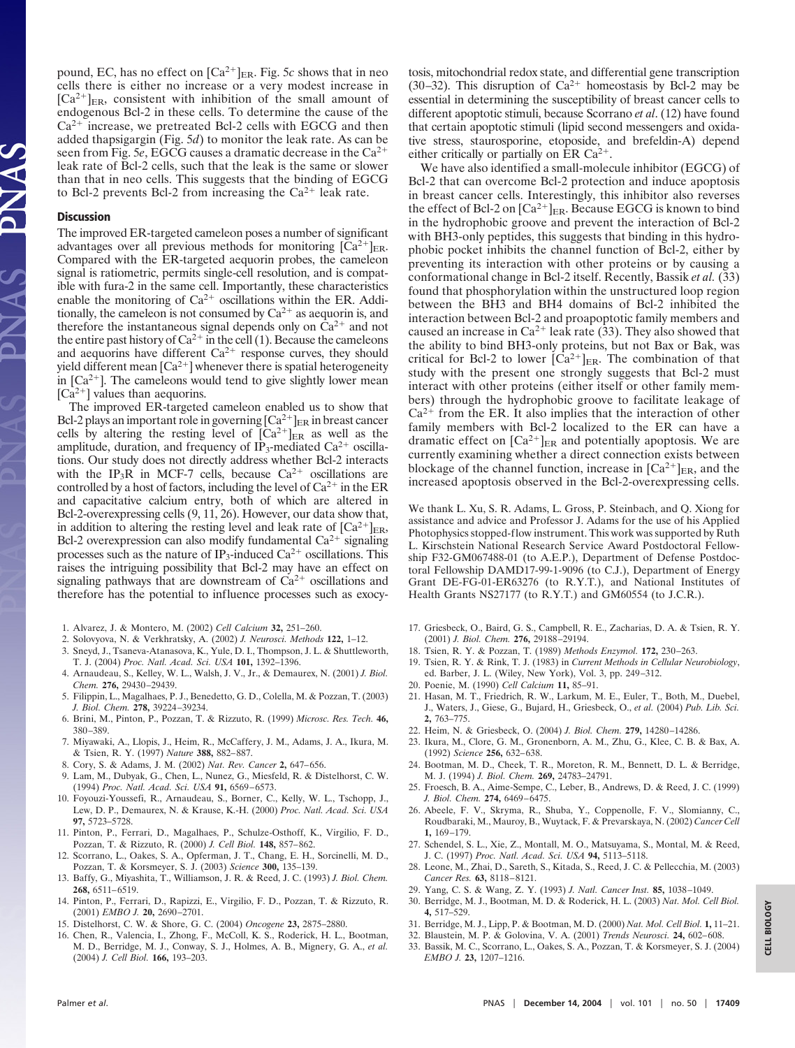pound, EC, has no effect on $[Ca^{2+}]_{ER}$. Fig. 5*c* shows that in neo cells there is either no increase or a very modest increase in $[Ca^{2+}]_{ER}$, consistent with inhibition of the small amount of endogenous Bcl-2 in these cells. To determine the cause of the $Ca^{2+}$ increase, we pretreated Bcl-2 cells with EGCG and then added thapsigargin (Fig. 5*d*) to monitor the leak rate. As can be seen from Fig. 5*e*, EGCG causes a dramatic decrease in the $Ca^{2+}$ leak rate of Bcl-2 cells, such that the leak is the same or slower than that in neo cells. This suggests that the binding of EGCG to Bcl-2 prevents Bcl-2 from increasing the $Ca^{2+}$ leak rate.

## Discussion

The improved ER-targeted cameleon poses a number of significant advantages over all previous methods for monitoring $[Ca^{2+}]_{ER}$. Compared with the ER-targeted aequorin probes, the cameleon signal is ratiometric, permits single-cell resolution, and is compatible with fura-2 in the same cell. Importantly, these characteristics enable the monitoring of $Ca^{2+}$ oscillations within the ER. Additionally, the cameleon is not consumed by $Ca^{2+}$ as aequorin is, and therefore the instantaneous signal depends only on $Ca^{2+}$ and not the entire past history of $Ca^{2+}$ in the cell (1). Because the cameleons and aequorins have different $Ca^{2+}$ response curves, they should yield different mean $[Ca^{2+}]$ whenever there is spatial heterogeneity in $[Ca^{2+}]$. The cameleons would tend to give slightly lower mean $[Ca^{2+}]$ values than aequorins.

The improved ER-targeted cameleon enabled us to show that Bcl-2 plays an important role in governing $[Ca^{2+}]_{ER}$ in breast cancer cells by altering the resting level of $[Ca^{2+}]_{ER}$ as well as the amplitude, duration, and frequency of $IP_3$-mediated $Ca^{2+}$ oscillations. Our study does not directly address whether Bcl-2 interacts with the $IP_3R$ in MCF-7 cells, because $Ca^{2+}$ oscillations are controlled by a host of factors, including the level of $Ca^{2+}$ in the ER and capacitative calcium entry, both of which are altered in Bcl-2-overexpressing cells (9, 11, 26). However, our data show that, in addition to altering the resting level and leak rate of $[Ca^{2+}]_{ER}$, Bcl-2 overexpression can also modify fundamental $Ca^{2+}$ signaling processes such as the nature of $IP_3$-induced $Ca^{2+}$ oscillations. This raises the intriguing possibility that Bcl-2 may have an effect on signaling pathways that are downstream of $Ca^{2+}$ oscillations and therefore has the potential to influence processes such as exocytosis, mitochondrial redox state, and differential gene transcription (30–32). This disruption of $Ca^{2+}$ homeostasis by Bcl-2 may be essential in determining the susceptibility of breast cancer cells to different apoptotic stimuli, because Scorrano *et al*. (12) have found that certain apoptotic stimuli (lipid second messengers and oxidative stress, staurosporine, etoposide, and brefeldin-A) depend either critically or partially on ER $Ca^{2+}$.

We have also identified a small-molecule inhibitor (EGCG) of Bcl-2 that can overcome Bcl-2 protection and induce apoptosis in breast cancer cells. Interestingly, this inhibitor also reverses the effect of Bcl-2 on $[Ca^{2+}]_{ER}$. Because EGCG is known to bind in the hydrophobic groove and prevent the interaction of Bcl-2 with BH3-only peptides, this suggests that binding in this hydrophobic pocket inhibits the channel function of Bcl-2, either by preventing its interaction with other proteins or by causing a conformational change in Bcl-2 itself. Recently, Bassik *et al*. (33) found that phosphorylation within the unstructured loop region between the BH3 and BH4 domains of Bcl-2 inhibited the interaction between Bcl-2 and proapoptotic family members and caused an increase in $Ca^{2+}$ leak rate (33). They also showed that the ability to bind BH3-only proteins, but not Bax or Bak, was critical for Bcl-2 to lower $[Ca^{2+}]_{ER}$. The combination of that study with the present one strongly suggests that Bcl-2 must interact with other proteins (either itself or other family members) through the hydrophobic groove to facilitate leakage of $Ca^{2+}$ from the ER. It also implies that the interaction of other family members with Bcl-2 localized to the ER can have a dramatic effect on $[Ca^{2+}]_{ER}$ and potentially apoptosis. We are currently examining whether a direct connection exists between blockage of the channel function, increase in $[Ca^{2+}]_{ER}$, and the increased apoptosis observed in the Bcl-2-overexpressing cells.

We thank L. Xu, S. R. Adams, L. Gross, P. Steinbach, and Q. Xiong for assistance and advice and Professor J. Adams for the use of his Applied Photophysics stopped-flow instrument. This work was supported by Ruth L. Kirschstein National Research Service Award Postdoctoral Fellowship F32-GM067488-01 (to A.E.P.), Department of Defense Postdoctoral Fellowship DAMD17-99-1-9096 (to C.J.), Department of Energy Grant DE-FG-01-ER63276 (to R.Y.T.), and National Institutes of Health Grants NS27177 (to R.Y.T.) and GM60554 (to J.C.R.).

1. Alvarez, J. & Montero, M. (2002) *Cell Calcium* **32,** 251–260.
2. Solovyova, N. & Verkhratsky, A. (2002) *J. Neurosci. Methods* **122,** 1–12.
3. Sneyd, J., Tsaneva-Atanasova, K., Yule, D. I., Thompson, J. L. & Shuttleworth, T. J. (2004) *Proc. Natl. Acad. Sci. USA* **101,** 1392–1396.
4. Arnaudeau, S., Kelley, W. L., Walsh, J. V., Jr., & Demaurex, N. (2001) *J. Biol. Chem.* **276,** 29430–29439.
5. Filippin, L., Magalhaes, P. J., Benedetto, G. D., Colella, M. & Pozzan, T. (2003) *J. Biol. Chem.* **278,** 39224–39234.
6. Brini, M., Pinton, P., Pozzan, T. & Rizzuto, R. (1999) *Microsc. Res. Tech.* **46,** 380–389.
7. Miyawaki, A., Llopis, J., Heim, R., McCaffery, J. M., Adams, J. A., Ikura, M. & Tsien, R. Y. (1997) *Nature* **388,** 882–887.
8. Cory, S. & Adams, J. M. (2002) *Nat. Rev. Cancer* **2,** 647–656.
9. Lam, M., Dubyak, G., Chen, L., Nunez, G., Miesfeld, R. & Distelhorst, C. W. (1994) *Proc. Natl. Acad. Sci. USA* **91,** 6569–6573.
10. Foyouzi-Youssefi, R., Arnaudeau, S., Borner, C., Kelly, W. L., Tschopp, J., Lew, D. P., Demaurex, N. & Krause, K.-H. (2000) *Proc. Natl. Acad. Sci. USA* **97,** 5723–5728.
11. Pinton, P., Ferrari, D., Magalhaes, P., Schulze-Osthoff, K., Virgilio, F. D., Pozzan, T. & Rizzuto, R. (2000) *J. Cell Biol.* **148,** 857–862.
12. Scorrano, L., Oakes, S. A., Opferman, J. T., Chang, E. H., Sorcinelli, M. D., Pozzan, T. & Korsmeyer, S. J. (2003) *Science* **300,** 135–139.
13. Baffy, G., Miyashita, T., Williamson, J. R. & Reed, J. C. (1993) *J. Biol. Chem.* **268,** 6511–6519.
14. Pinton, P., Ferrari, D., Rapizzi, E., Virgilio, F. D., Pozzan, T. & Rizzuto, R. (2001) *EMBO J.* **20,** 2690–2701.
15. Distelhorst, C. W. & Shore, G. C. (2004) *Oncogene* **23,** 2875–2880.
16. Chen, R., Valencia, I., Zhong, F., McColl, K. S., Roderick, H. L., Bootman, M. D., Berridge, M. J., Conway, S. J., Holmes, A. B., Mignery, G. A., *et al.* (2004) *J. Cell Biol.* **166,** 193–203.
17. Griesbeck, O., Baird, G. S., Campbell, R. E., Zacharias, D. A. & Tsien, R. Y. (2001) *J. Biol. Chem.* **276,** 29188–29194.
18. Tsien, R. Y. & Pozzan, T. (1989) *Methods Enzymol.* **172,** 230–263.
19. Tsien, R. Y. & Rink, T. J. (1983) in *Current Methods in Cellular Neurobiology*, ed. Barber, J. L. (Wiley, New York), Vol. 3, pp. 249–312.
20. Poenie, M. (1990) *Cell Calcium* **11,** 85–91.
21. Hasan, M. T., Friedrich, R. W., Larkum, M. E., Euler, T., Both, M., Duebel, J., Waters, J., Giese, G., Bujard, H., Griesbeck, O., *et al.* (2004) *Pub. Lib. Sci.* **2,** 763–775.
22. Heim, N. & Griesbeck, O. (2004) *J. Biol. Chem.* **279,** 14280–14286.
23. Ikura, M., Clore, G. M., Gronenborn, A. M., Zhu, G., Klee, C. B. & Bax, A. (1992) *Science* **256,** 632–638.
24. Bootman, M. D., Cheek, T. R., Moreton, R. M., Bennett, D. L. & Berridge, M. J. (1994) *J. Biol. Chem.* **269,** 24783–24791.
25. Froesch, B. A., Aime-Sempe, C., Leber, B., Andrews, D. & Reed, J. C. (1999) *J. Biol. Chem.* **274,** 6469–6475.
26. Abeele, F. V., Skryma, R., Shuba, Y., Coppenolle, F. V., Slomianny, C., Roudbaraki, M., Mauroy, B., Wuytack, F. & Prevarskaya, N. (2002) *Cancer Cell* **1,** 169–179.
27. Schendel, S. L., Xie, Z., Montall, M. O., Matsuyama, S., Montal, M. & Reed, J. C. (1997) *Proc. Natl. Acad. Sci. USA* **94,** 5113–5118.
28. Leone, M., Zhai, D., Sareth, S., Kitada, S., Reed, J. C. & Pellecchia, M. (2003) *Cancer Res.* **63,** 8118–8121.
29. Yang, C. S. & Wang, Z. Y. (1993) *J. Natl. Cancer Inst.* **85,** 1038–1049.
30. Berridge, M. J., Bootman, M. D. & Roderick, H. L. (2003) *Nat. Mol. Cell Biol.* **4,** 517–529.
31. Berridge, M. J., Lipp, P. & Bootman, M. D. (2000) *Nat. Mol. Cell Biol.* **1,** 11–21.
32. Blaustein, M. P. & Golovina, V. A. (2001) *Trends Neurosci.* **24,** 602–608.
33. Bassik, M. C., Scorrano, L., Oakes, S. A., Pozzan, T. & Korsmeyer, S. J. (2004) *EMBO J.* **23,** 1207–1216.